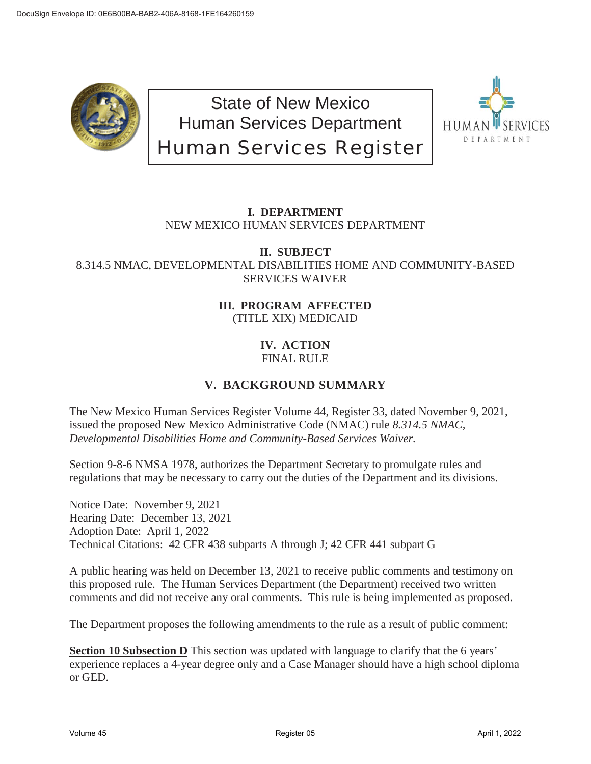# State of New Mexico
# Human Services Department
# Human Services Register

**I. DEPARTMENT**
NEW MEXICO HUMAN SERVICES DEPARTMENT

**II. SUBJECT**
8.314.5 NMAC, DEVELOPMENTAL DISABILITIES HOME AND COMMUNITY-BASED SERVICES WAIVER

**III. PROGRAM AFFECTED**
(TITLE XIX) MEDICAID

**IV. ACTION**
FINAL RULE

## V. BACKGROUND SUMMARY

The New Mexico Human Services Register Volume 44, Register 33, dated November 9, 2021, issued the proposed New Mexico Administrative Code (NMAC) rule *8.314.5 NMAC, Developmental Disabilities Home and Community-Based Services Waiver.*

Section 9-8-6 NMSA 1978, authorizes the Department Secretary to promulgate rules and regulations that may be necessary to carry out the duties of the Department and its divisions.

Notice Date: November 9, 2021
Hearing Date: December 13, 2021
Adoption Date: April 1, 2022
Technical Citations: 42 CFR 438 subparts A through J; 42 CFR 441 subpart G

A public hearing was held on December 13, 2021 to receive public comments and testimony on this proposed rule. The Human Services Department (the Department) received two written comments and did not receive any oral comments. This rule is being implemented as proposed.

The Department proposes the following amendments to the rule as a result of public comment:

**Section 10 Subsection D** This section was updated with language to clarify that the 6 years' experience replaces a 4-year degree only and a Case Manager should have a high school diploma or GED.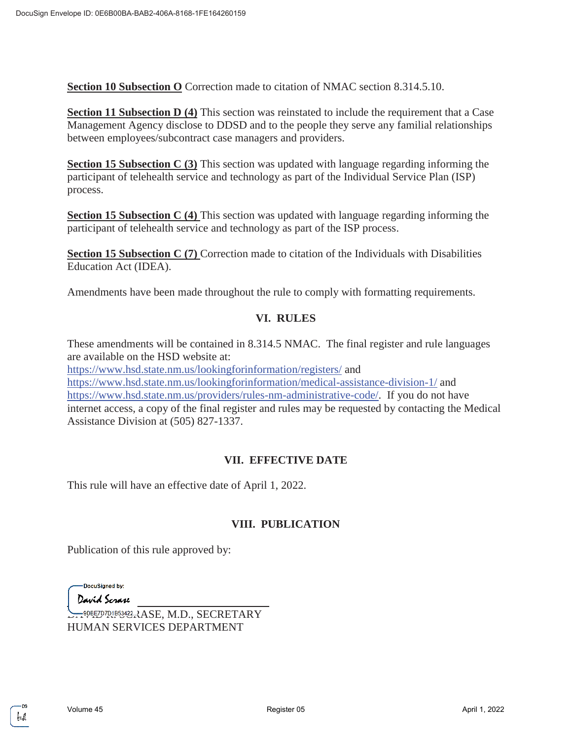**Section 10 Subsection O** Correction made to citation of NMAC section 8.314.5.10.

**Section 11 Subsection D (4)** This section was reinstated to include the requirement that a Case Management Agency disclose to DDSD and to the people they serve any familial relationships between employees/subcontract case managers and providers.

**Section 15 Subsection C (3)** This section was updated with language regarding informing the participant of telehealth service and technology as part of the Individual Service Plan (ISP) process.

**Section 15 Subsection C (4)** This section was updated with language regarding informing the participant of telehealth service and technology as part of the ISP process.

**Section 15 Subsection C (7)** Correction made to citation of the Individuals with Disabilities Education Act (IDEA).

Amendments have been made throughout the rule to comply with formatting requirements.

## VI. RULES

These amendments will be contained in 8.314.5 NMAC. The final register and rule languages are available on the HSD website at: https://www.hsd.state.nm.us/lookingforinformation/registers/ and https://www.hsd.state.nm.us/lookingforinformation/medical-assistance-division-1/ and https://www.hsd.state.nm.us/providers/rules-nm-administrative-code/. If you do not have internet access, a copy of the final register and rules may be requested by contacting the Medical Assistance Division at (505) 827-1337.

## VII. EFFECTIVE DATE

This rule will have an effective date of April 1, 2022.

## VIII. PUBLICATION

Publication of this rule approved by:

DocuSigned by:
David Scrase
9DEE7D7D1B53422...

DAVID R. SCRASE, M.D., SECRETARY
HUMAN SERVICES DEPARTMENT